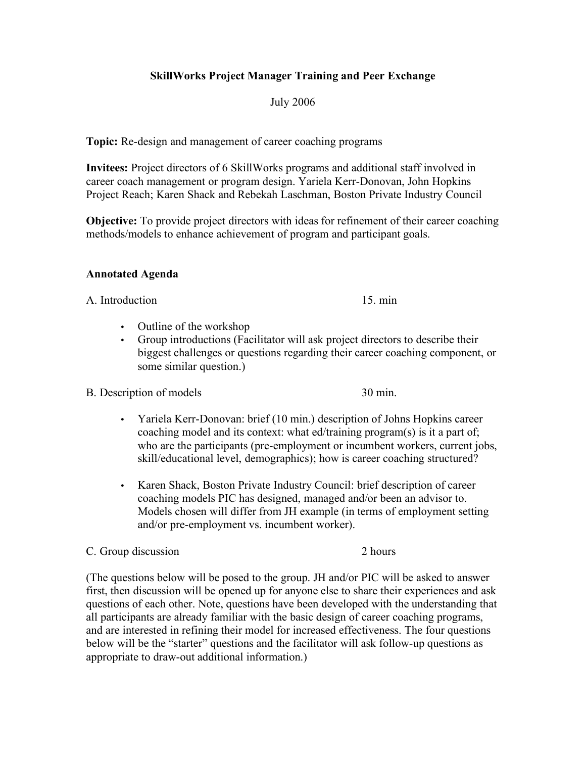# SkillWorks Project Manager Training and Peer Exchange

July 2006

**Topic:** Re-design and management of career coaching programs

**Invitees:** Project directors of 6 SkillWorks programs and additional staff involved in career coach management or program design. Yariela Kerr-Donovan, John Hopkins Project Reach; Karen Shack and Rebekah Laschman, Boston Private Industry Council

**Objective:** To provide project directors with ideas for refinement of their career coaching methods/models to enhance achievement of program and participant goals.

## Annotated Agenda

A. Introduction 15. min

- Outline of the workshop
- Group introductions (Facilitator will ask project directors to describe their biggest challenges or questions regarding their career coaching component, or some similar question.)

B. Description of models 30 min.

- Yariela Kerr-Donovan: brief (10 min.) description of Johns Hopkins career coaching model and its context: what ed/training program(s) is it a part of; who are the participants (pre-employment or incumbent workers, current jobs, skill/educational level, demographics); how is career coaching structured?

- Karen Shack, Boston Private Industry Council: brief description of career coaching models PIC has designed, managed and/or been an advisor to. Models chosen will differ from JH example (in terms of employment setting and/or pre-employment vs. incumbent worker).

C. Group discussion 2 hours

(The questions below will be posed to the group. JH and/or PIC will be asked to answer first, then discussion will be opened up for anyone else to share their experiences and ask questions of each other. Note, questions have been developed with the understanding that all participants are already familiar with the basic design of career coaching programs, and are interested in refining their model for increased effectiveness. The four questions below will be the "starter" questions and the facilitator will ask follow-up questions as appropriate to draw-out additional information.)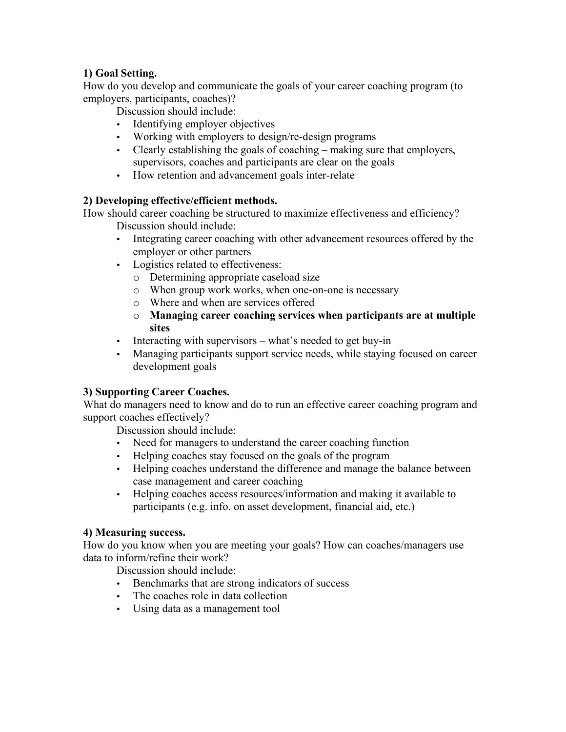**1) Goal Setting.**

How do you develop and communicate the goals of your career coaching program (to employers, participants, coaches)?

Discussion should include:

- Identifying employer objectives
- Working with employers to design/re-design programs
- Clearly establishing the goals of coaching – making sure that employers, supervisors, coaches and participants are clear on the goals
- How retention and advancement goals inter-relate

**2) Developing effective/efficient methods.**

How should career coaching be structured to maximize effectiveness and efficiency?

Discussion should include:

- Integrating career coaching with other advancement resources offered by the employer or other partners
- Logistics related to effectiveness:
  - Determining appropriate caseload size
  - When group work works, when one-on-one is necessary
  - Where and when are services offered
  - **Managing career coaching services when participants are at multiple sites**
- Interacting with supervisors – what's needed to get buy-in
- Managing participants support service needs, while staying focused on career development goals

**3) Supporting Career Coaches.**

What do managers need to know and do to run an effective career coaching program and support coaches effectively?

Discussion should include:

- Need for managers to understand the career coaching function
- Helping coaches stay focused on the goals of the program
- Helping coaches understand the difference and manage the balance between case management and career coaching
- Helping coaches access resources/information and making it available to participants (e.g. info. on asset development, financial aid, etc.)

**4) Measuring success.**

How do you know when you are meeting your goals? How can coaches/managers use data to inform/refine their work?

Discussion should include:

- Benchmarks that are strong indicators of success
- The coaches role in data collection
- Using data as a management tool